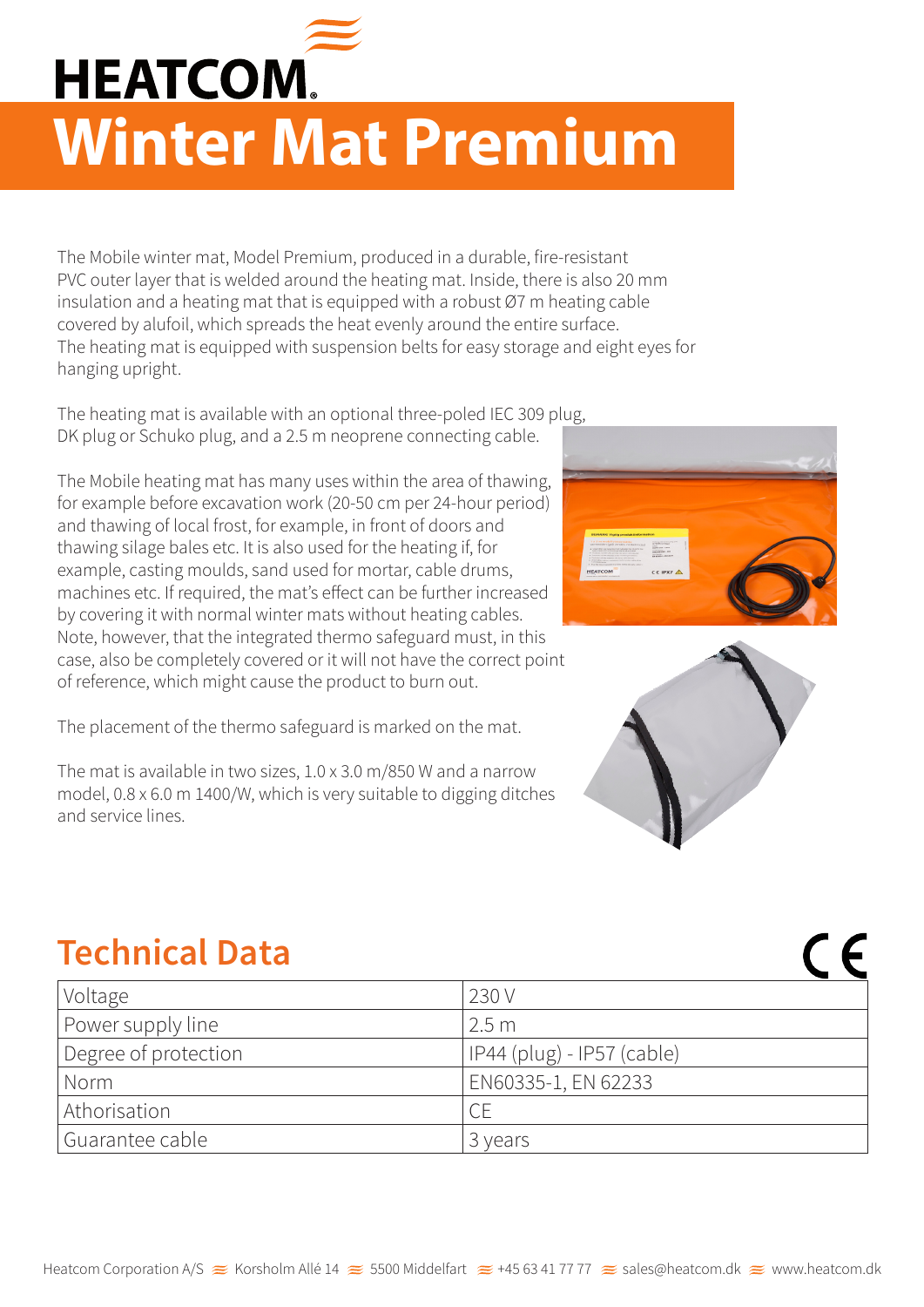HEATCOM

# Winter Mat Premium

The Mobile winter mat, Model Premium, produced in a durable, fire-resistant PVC outer layer that is welded around the heating mat. Inside, there is also 20 mm insulation and a heating mat that is equipped with a robust Ø7 m heating cable covered by alufoil, which spreads the heat evenly around the entire surface. The heating mat is equipped with suspension belts for easy storage and eight eyes for hanging upright.

The heating mat is available with an optional three-poled IEC 309 plug, DK plug or Schuko plug, and a 2.5 m neoprene connecting cable.

The Mobile heating mat has many uses within the area of thawing, for example before excavation work (20-50 cm per 24-hour period) and thawing of local frost, for example, in front of doors and thawing silage bales etc. It is also used for the heating if, for example, casting moulds, sand used for mortar, cable drums, machines etc. If required, the mat's effect can be further increased by covering it with normal winter mats without heating cables. Note, however, that the integrated thermo safeguard must, in this case, also be completely covered or it will not have the correct point of reference, which might cause the product to burn out.

The placement of the thermo safeguard is marked on the mat.

The mat is available in two sizes, 1.0 x 3.0 m/850 W and a narrow model, 0.8 x 6.0 m 1400/W, which is very suitable to digging ditches and service lines.

## Technical Data

CE

| | |
|---|---|
| Voltage | 230 V |
| Power supply line | 2.5 m |
| Degree of protection | IP44 (plug) - IP57 (cable) |
| Norm | EN60335-1, EN 62233 |
| Athorisation | CE |
| Guarantee cable | 3 years |

Heatcom Corporation A/S ≋ Korsholm Allé 14 ≋ 5500 Middelfart ≋ +45 63 41 77 77 ≋ sales@heatcom.dk ≋ www.heatcom.dk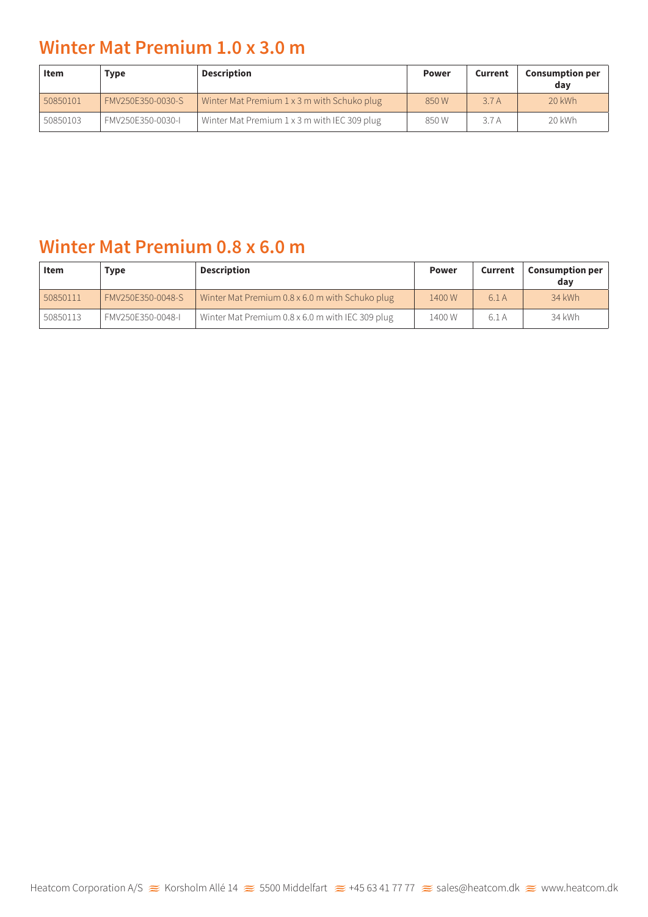## Winter Mat Premium 1.0 x 3.0 m

| Item | Type | Description | Power | Current | Consumption per day |
|---|---|---|---|---|---|
| 50850101 | FMV250E350-0030-S | Winter Mat Premium 1 x 3 m with Schuko plug | 850 W | 3.7 A | 20 kWh |
| 50850103 | FMV250E350-0030-I | Winter Mat Premium 1 x 3 m with IEC 309 plug | 850 W | 3.7 A | 20 kWh |

## Winter Mat Premium 0.8 x 6.0 m

| Item | Type | Description | Power | Current | Consumption per day |
|---|---|---|---|---|---|
| 50850111 | FMV250E350-0048-S | Winter Mat Premium 0.8 x 6.0 m with Schuko plug | 1400 W | 6.1 A | 34 kWh |
| 50850113 | FMV250E350-0048-I | Winter Mat Premium 0.8 x 6.0 m with IEC 309 plug | 1400 W | 6.1 A | 34 kWh |